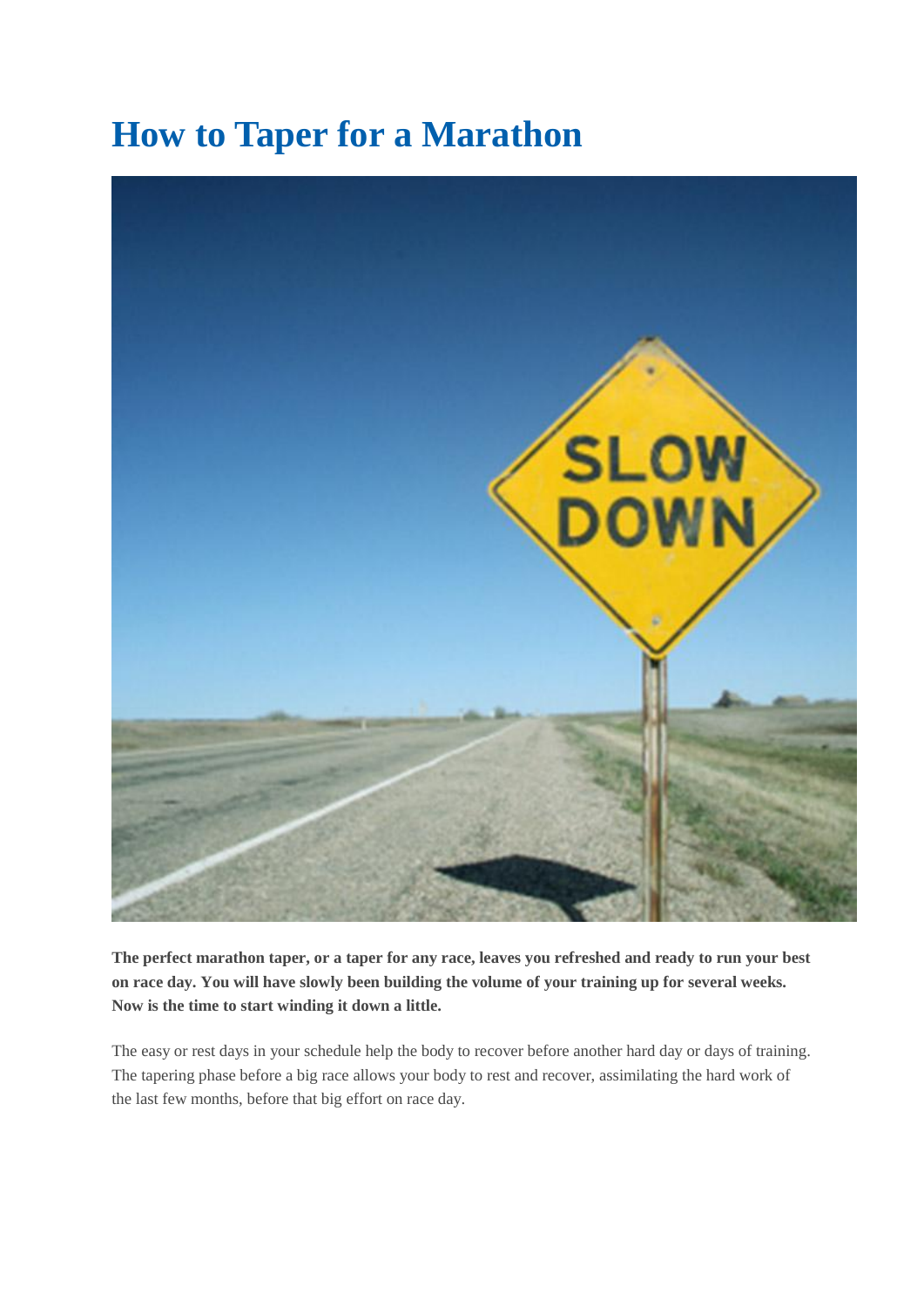# How to Taper for a Marathon

**The perfect marathon taper, or a taper for any race, leaves you refreshed and ready to run your best on race day. You will have slowly been building the volume of your training up for several weeks. Now is the time to start winding it down a little.**

The easy or rest days in your schedule help the body to recover before another hard day or days of training. The tapering phase before a big race allows your body to rest and recover, assimilating the hard work of the last few months, before that big effort on race day.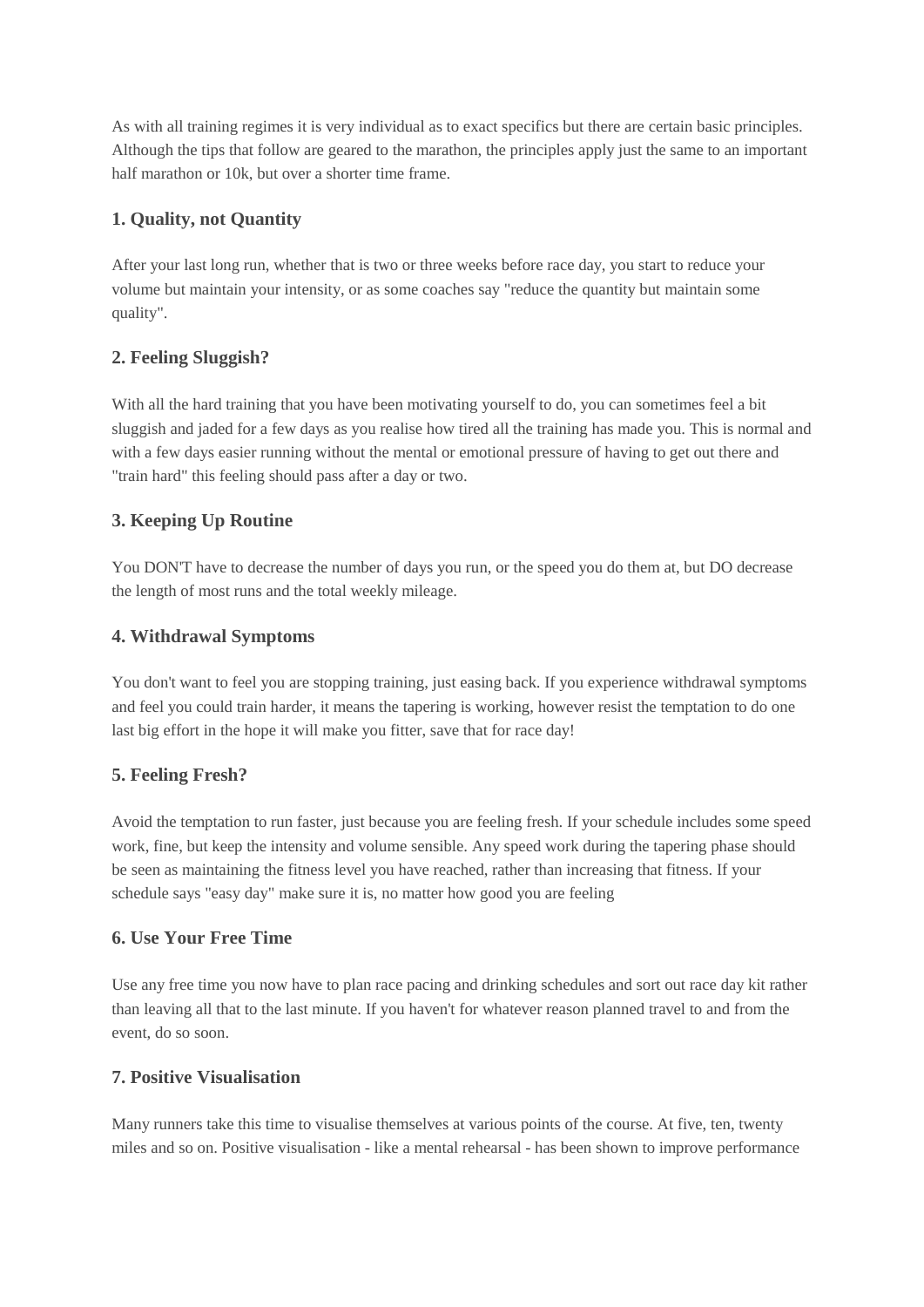As with all training regimes it is very individual as to exact specifics but there are certain basic principles. Although the tips that follow are geared to the marathon, the principles apply just the same to an important half marathon or 10k, but over a shorter time frame.

### 1. Quality, not Quantity

After your last long run, whether that is two or three weeks before race day, you start to reduce your volume but maintain your intensity, or as some coaches say "reduce the quantity but maintain some quality".

### 2. Feeling Sluggish?

With all the hard training that you have been motivating yourself to do, you can sometimes feel a bit sluggish and jaded for a few days as you realise how tired all the training has made you. This is normal and with a few days easier running without the mental or emotional pressure of having to get out there and "train hard" this feeling should pass after a day or two.

### 3. Keeping Up Routine

You DON'T have to decrease the number of days you run, or the speed you do them at, but DO decrease the length of most runs and the total weekly mileage.

### 4. Withdrawal Symptoms

You don't want to feel you are stopping training, just easing back. If you experience withdrawal symptoms and feel you could train harder, it means the tapering is working, however resist the temptation to do one last big effort in the hope it will make you fitter, save that for race day!

### 5. Feeling Fresh?

Avoid the temptation to run faster, just because you are feeling fresh. If your schedule includes some speed work, fine, but keep the intensity and volume sensible. Any speed work during the tapering phase should be seen as maintaining the fitness level you have reached, rather than increasing that fitness. If your schedule says "easy day" make sure it is, no matter how good you are feeling

### 6. Use Your Free Time

Use any free time you now have to plan race pacing and drinking schedules and sort out race day kit rather than leaving all that to the last minute. If you haven't for whatever reason planned travel to and from the event, do so soon.

### 7. Positive Visualisation

Many runners take this time to visualise themselves at various points of the course. At five, ten, twenty miles and so on. Positive visualisation - like a mental rehearsal - has been shown to improve performance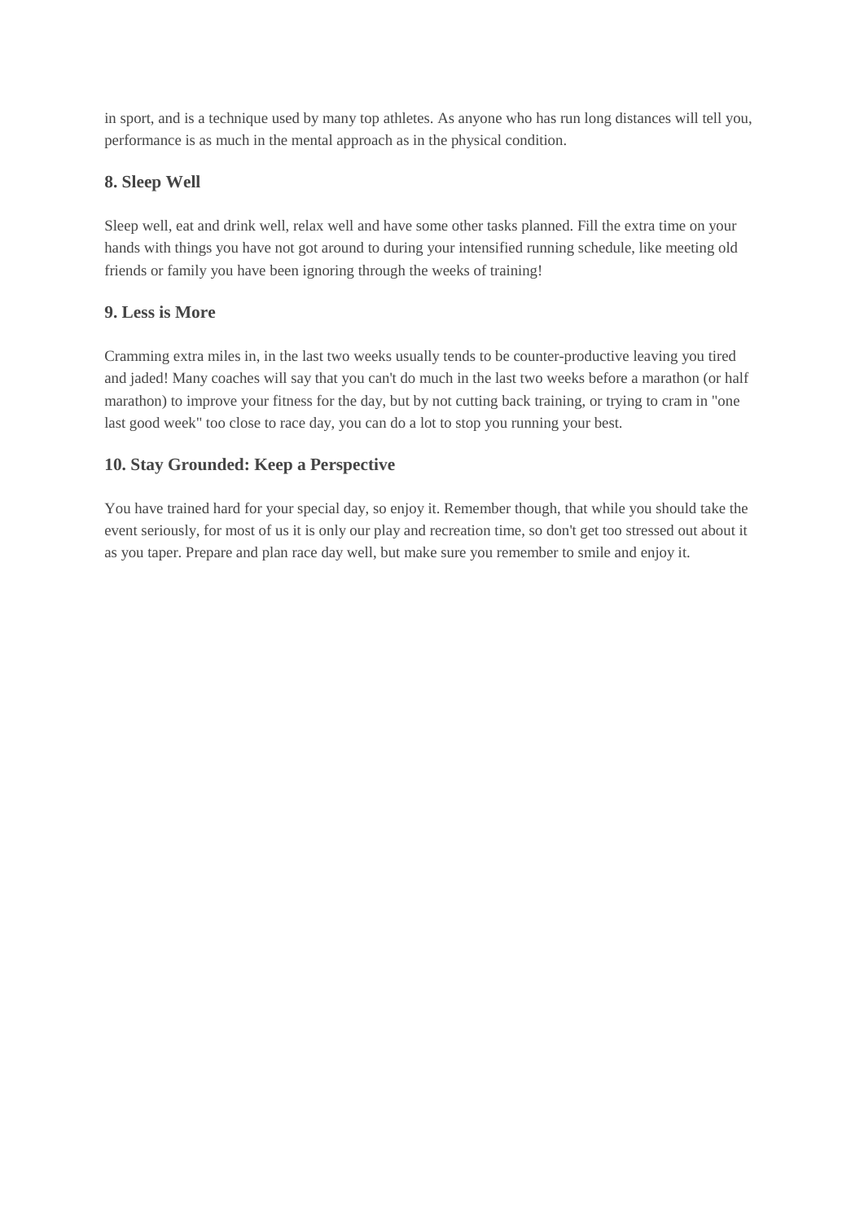in sport, and is a technique used by many top athletes. As anyone who has run long distances will tell you, performance is as much in the mental approach as in the physical condition.

### 8. Sleep Well

Sleep well, eat and drink well, relax well and have some other tasks planned. Fill the extra time on your hands with things you have not got around to during your intensified running schedule, like meeting old friends or family you have been ignoring through the weeks of training!

### 9. Less is More

Cramming extra miles in, in the last two weeks usually tends to be counter-productive leaving you tired and jaded! Many coaches will say that you can't do much in the last two weeks before a marathon (or half marathon) to improve your fitness for the day, but by not cutting back training, or trying to cram in "one last good week" too close to race day, you can do a lot to stop you running your best.

### 10. Stay Grounded: Keep a Perspective

You have trained hard for your special day, so enjoy it. Remember though, that while you should take the event seriously, for most of us it is only our play and recreation time, so don't get too stressed out about it as you taper. Prepare and plan race day well, but make sure you remember to smile and enjoy it.